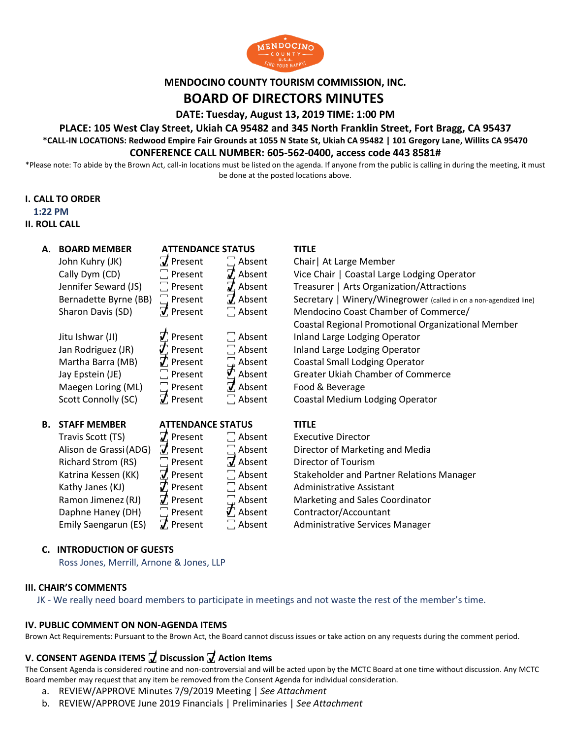# MENDOCINO COUNTY TOURISM COMMISSION, INC.

# BOARD OF DIRECTORS MINUTES

**DATE: Tuesday, August 13, 2019 TIME: 1:00 PM**

**PLACE: 105 West Clay Street, Ukiah CA 95482 and 345 North Franklin Street, Fort Bragg, CA 95437**

**\*CALL-IN LOCATIONS: Redwood Empire Fair Grounds at 1055 N State St, Ukiah CA 95482 | 101 Gregory Lane, Willits CA 95470**

**CONFERENCE CALL NUMBER: 605-562-0400, access code 443 8581#**

*Please note: To abide by the Brown Act, call-in locations must be listed on the agenda. If anyone from the public is calling in during the meeting, it must be done at the posted locations above.

## I. CALL TO ORDER

1:22 PM

## II. ROLL CALL

**A.**

| BOARD MEMBER | ATTENDANCE STATUS | TITLE |
|---|---|---|
| John Kuhry (JK) | ☑ Present ☐ Absent | Chair \| At Large Member |
| Cally Dym (CD) | ☐ Present ☑ Absent | Vice Chair \| Coastal Large Lodging Operator |
| Jennifer Seward (JS) | ☐ Present ☑ Absent | Treasurer \| Arts Organization/Attractions |
| Bernadette Byrne (BB) | ☐ Present ☑ Absent | Secretary \| Winery/Winegrower (called in on a non-agendized line) |
| Sharon Davis (SD) | ☑ Present ☐ Absent | Mendocino Coast Chamber of Commerce/ Coastal Regional Promotional Organizational Member |
| Jitu Ishwar (JI) | ☑ Present ☐ Absent | Inland Large Lodging Operator |
| Jan Rodriguez (JR) | ☑ Present ☐ Absent | Inland Large Lodging Operator |
| Martha Barra (MB) | ☑ Present ☐ Absent | Coastal Small Lodging Operator |
| Jay Epstein (JE) | ☐ Present ☑ Absent | Greater Ukiah Chamber of Commerce |
| Maegen Loring (ML) | ☐ Present ☑ Absent | Food & Beverage |
| Scott Connolly (SC) | ☑ Present ☐ Absent | Coastal Medium Lodging Operator |

**B.**

| STAFF MEMBER | ATTENDANCE STATUS | TITLE |
|---|---|---|
| Travis Scott (TS) | ☑ Present ☐ Absent | Executive Director |
| Alison de Grassi (ADG) | ☑ Present ☐ Absent | Director of Marketing and Media |
| Richard Strom (RS) | ☐ Present ☑ Absent | Director of Tourism |
| Katrina Kessen (KK) | ☑ Present ☐ Absent | Stakeholder and Partner Relations Manager |
| Kathy Janes (KJ) | ☑ Present ☐ Absent | Administrative Assistant |
| Ramon Jimenez (RJ) | ☑ Present ☐ Absent | Marketing and Sales Coordinator |
| Daphne Haney (DH) | ☐ Present ☑ Absent | Contractor/Accountant |
| Emily Saengarun (ES) | ☑ Present ☐ Absent | Administrative Services Manager |

**C. INTRODUCTION OF GUESTS**

Ross Jones, Merrill, Arnone & Jones, LLP

## III. CHAIR'S COMMENTS

JK - We really need board members to participate in meetings and not waste the rest of the member's time.

## IV. PUBLIC COMMENT ON NON-AGENDA ITEMS

Brown Act Requirements: Pursuant to the Brown Act, the Board cannot discuss issues or take action on any requests during the comment period.

## V. CONSENT AGENDA ITEMS ☑ Discussion ☑ Action Items

The Consent Agenda is considered routine and non-controversial and will be acted upon by the MCTC Board at one time without discussion. Any MCTC Board member may request that any item be removed from the Consent Agenda for individual consideration.

a. REVIEW/APPROVE Minutes 7/9/2019 Meeting | *See Attachment*

b. REVIEW/APPROVE June 2019 Financials | Preliminaries | *See Attachment*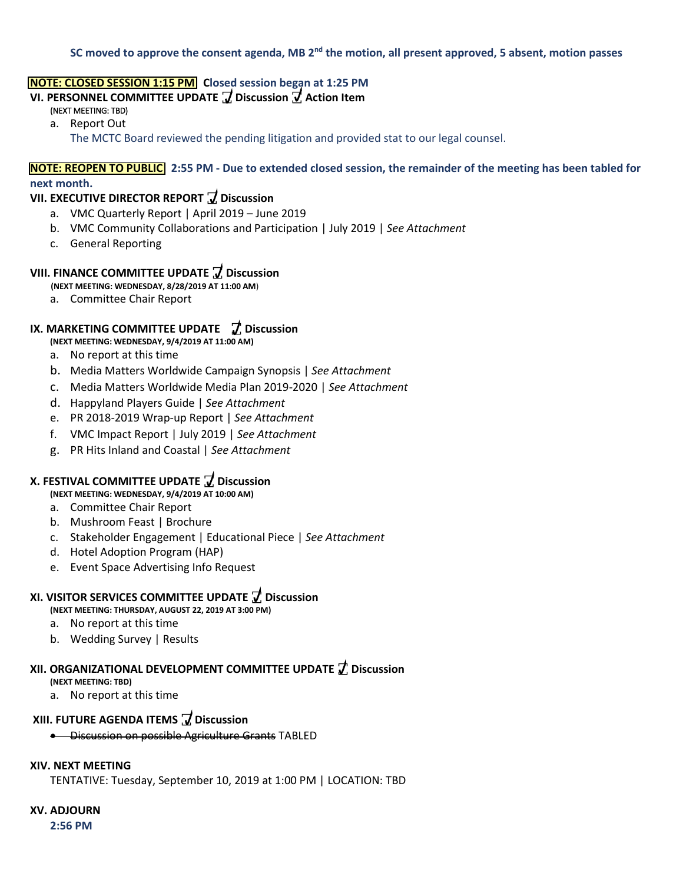**SC moved to approve the consent agenda, MB 2nd the motion, all present approved, 5 absent, motion passes**

**NOTE: CLOSED SESSION 1:15 PM** **Closed session began at 1:25 PM**

**VI. PERSONNEL COMMITTEE UPDATE ☑ Discussion ☑ Action Item**

(NEXT MEETING: TBD)

a. Report Out

The MCTC Board reviewed the pending litigation and provided stat to our legal counsel.

**NOTE: REOPEN TO PUBLIC** **2:55 PM - Due to extended closed session, the remainder of the meeting has been tabled for next month.**

**VII. EXECUTIVE DIRECTOR REPORT ☑ Discussion**

a. VMC Quarterly Report | April 2019 – June 2019
b. VMC Community Collaborations and Participation | July 2019 | *See Attachment*
c. General Reporting

**VIII. FINANCE COMMITTEE UPDATE ☑ Discussion**

**(NEXT MEETING: WEDNESDAY, 8/28/2019 AT 11:00 AM)**

a. Committee Chair Report

**IX. MARKETING COMMITTEE UPDATE ☑ Discussion**

**(NEXT MEETING: WEDNESDAY, 9/4/2019 AT 11:00 AM)**

a. No report at this time
b. Media Matters Worldwide Campaign Synopsis | *See Attachment*
c. Media Matters Worldwide Media Plan 2019-2020 | *See Attachment*
d. Happyland Players Guide | *See Attachment*
e. PR 2018-2019 Wrap-up Report | *See Attachment*
f. VMC Impact Report | July 2019 | *See Attachment*
g. PR Hits Inland and Coastal | *See Attachment*

**X. FESTIVAL COMMITTEE UPDATE ☑ Discussion**

**(NEXT MEETING: WEDNESDAY, 9/4/2019 AT 10:00 AM)**

a. Committee Chair Report
b. Mushroom Feast | Brochure
c. Stakeholder Engagement | Educational Piece | *See Attachment*
d. Hotel Adoption Program (HAP)
e. Event Space Advertising Info Request

**XI. VISITOR SERVICES COMMITTEE UPDATE ☑ Discussion**

**(NEXT MEETING: THURSDAY, AUGUST 22, 2019 AT 3:00 PM)**

a. No report at this time
b. Wedding Survey | Results

**XII. ORGANIZATIONAL DEVELOPMENT COMMITTEE UPDATE ☑ Discussion**

**(NEXT MEETING: TBD)**

a. No report at this time

**XIII. FUTURE AGENDA ITEMS ☑ Discussion**

- ~~Discussion on possible Agriculture Grants~~ TABLED

**XIV. NEXT MEETING**

TENTATIVE: Tuesday, September 10, 2019 at 1:00 PM | LOCATION: TBD

**XV. ADJOURN**

**2:56 PM**